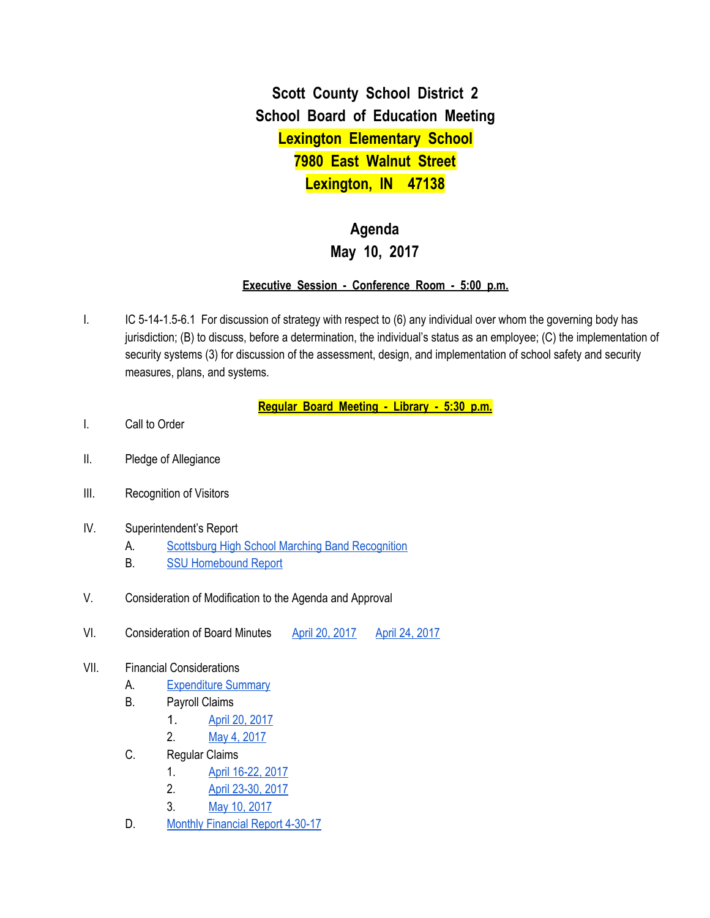# Scott County School District 2
## School Board of Education Meeting
## Lexington Elementary School
## 7980 East Walnut Street
## Lexington, IN 47138

## Agenda
## May 10, 2017

**Executive Session - Conference Room - 5:00 p.m.**

I. IC 5-14-1.5-6.1 For discussion of strategy with respect to (6) any individual over whom the governing body has jurisdiction; (B) to discuss, before a determination, the individual's status as an employee; (C) the implementation of security systems (3) for discussion of the assessment, design, and implementation of school safety and security measures, plans, and systems.

**Regular Board Meeting - Library - 5:30 p.m.**

I. Call to Order

II. Pledge of Allegiance

III. Recognition of Visitors

IV. Superintendent's Report
   - A. Scottsburg High School Marching Band Recognition
   - B. SSU Homebound Report

V. Consideration of Modification to the Agenda and Approval

VI. Consideration of Board Minutes April 20, 2017 April 24, 2017

VII. Financial Considerations
   - A. Expenditure Summary
   - B. Payroll Claims
     1. April 20, 2017
     2. May 4, 2017
   - C. Regular Claims
     1. April 16-22, 2017
     2. April 23-30, 2017
     3. May 10, 2017
   - D. Monthly Financial Report 4-30-17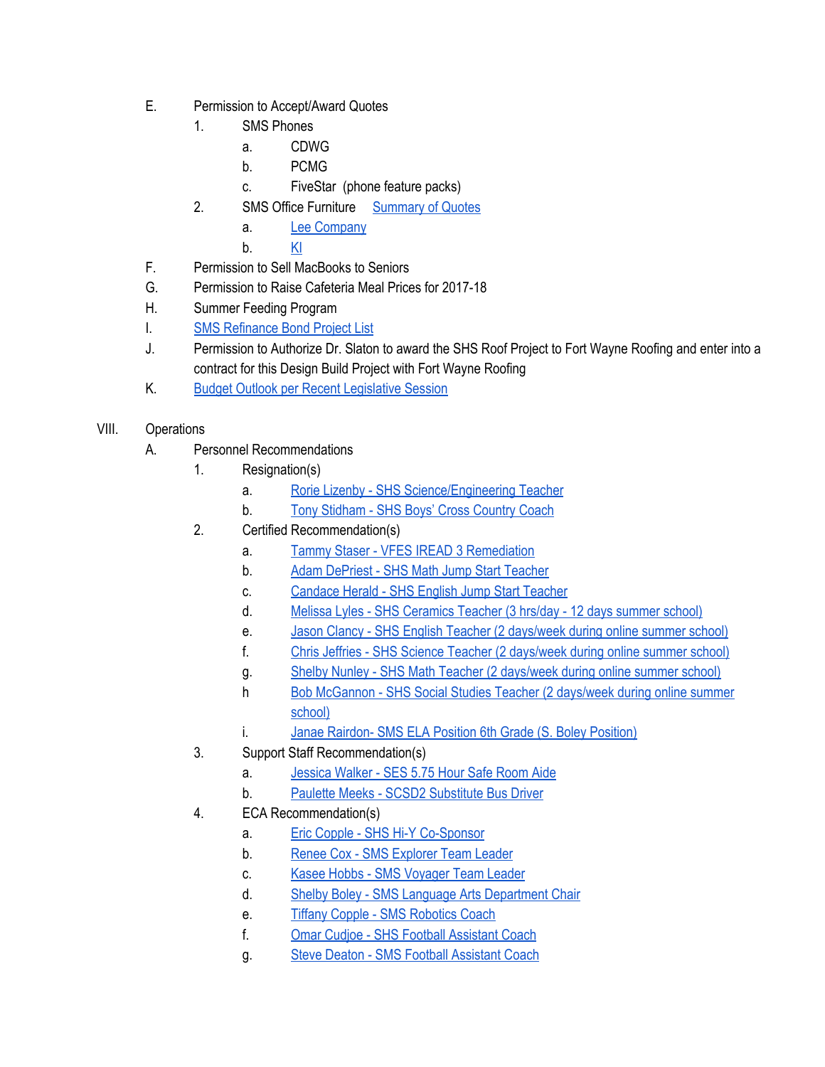- E. Permission to Accept/Award Quotes
  1. SMS Phones
     - a. CDWG
     - b. PCMG
     - c. FiveStar (phone feature packs)
  2. SMS Office Furniture Summary of Quotes
     - a. Lee Company
     - b. KI
- F. Permission to Sell MacBooks to Seniors
- G. Permission to Raise Cafeteria Meal Prices for 2017-18
- H. Summer Feeding Program
- I. SMS Refinance Bond Project List
- J. Permission to Authorize Dr. Slaton to award the SHS Roof Project to Fort Wayne Roofing and enter into a contract for this Design Build Project with Fort Wayne Roofing
- K. Budget Outlook per Recent Legislative Session

VIII. Operations

- A. Personnel Recommendations
  1. Resignation(s)
     - a. Rorie Lizenby - SHS Science/Engineering Teacher
     - b. Tony Stidham - SHS Boys' Cross Country Coach
  2. Certified Recommendation(s)
     - a. Tammy Staser - VFES IREAD 3 Remediation
     - b. Adam DePriest - SHS Math Jump Start Teacher
     - c. Candace Herald - SHS English Jump Start Teacher
     - d. Melissa Lyles - SHS Ceramics Teacher (3 hrs/day - 12 days summer school)
     - e. Jason Clancy - SHS English Teacher (2 days/week during online summer school)
     - f. Chris Jeffries - SHS Science Teacher (2 days/week during online summer school)
     - g. Shelby Nunley - SHS Math Teacher (2 days/week during online summer school)
     - h Bob McGannon - SHS Social Studies Teacher (2 days/week during online summer school)
     - i. Janae Rairdon- SMS ELA Position 6th Grade (S. Boley Position)
  3. Support Staff Recommendation(s)
     - a. Jessica Walker - SES 5.75 Hour Safe Room Aide
     - b. Paulette Meeks - SCSD2 Substitute Bus Driver
  4. ECA Recommendation(s)
     - a. Eric Copple - SHS Hi-Y Co-Sponsor
     - b. Renee Cox - SMS Explorer Team Leader
     - c. Kasee Hobbs - SMS Voyager Team Leader
     - d. Shelby Boley - SMS Language Arts Department Chair
     - e. Tiffany Copple - SMS Robotics Coach
     - f. Omar Cudjoe - SHS Football Assistant Coach
     - g. Steve Deaton - SMS Football Assistant Coach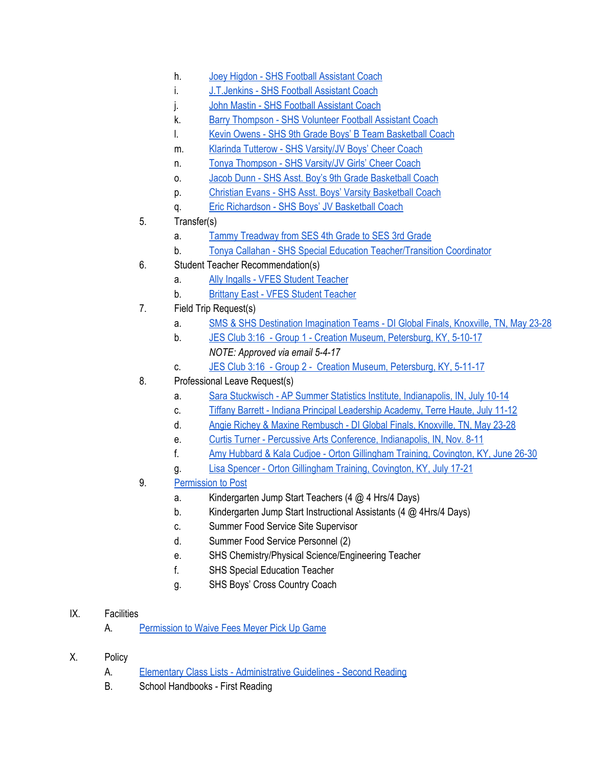h. Joey Higdon - SHS Football Assistant Coach
i. J.T.Jenkins - SHS Football Assistant Coach
j. John Mastin - SHS Football Assistant Coach
k. Barry Thompson - SHS Volunteer Football Assistant Coach
l. Kevin Owens - SHS 9th Grade Boys' B Team Basketball Coach
m. Klarinda Tutterow - SHS Varsity/JV Boys' Cheer Coach
n. Tonya Thompson - SHS Varsity/JV Girls' Cheer Coach
o. Jacob Dunn - SHS Asst. Boy's 9th Grade Basketball Coach
p. Christian Evans - SHS Asst. Boys' Varsity Basketball Coach
q. Eric Richardson - SHS Boys' JV Basketball Coach

5. Transfer(s)
   a. Tammy Treadway from SES 4th Grade to SES 3rd Grade
   b. Tonya Callahan - SHS Special Education Teacher/Transition Coordinator
6. Student Teacher Recommendation(s)
   a. Ally Ingalls - VFES Student Teacher
   b. Brittany East - VFES Student Teacher
7. Field Trip Request(s)
   a. SMS & SHS Destination Imagination Teams - DI Global Finals, Knoxville, TN, May 23-28
   b. JES Club 3:16 - Group 1 - Creation Museum, Petersburg, KY, 5-10-17
      *NOTE: Approved via email 5-4-17*
   c. JES Club 3:16 - Group 2 - Creation Museum, Petersburg, KY, 5-11-17
8. Professional Leave Request(s)
   a. Sara Stuckwisch - AP Summer Statistics Institute, Indianapolis, IN, July 10-14
   c. Tiffany Barrett - Indiana Principal Leadership Academy, Terre Haute, July 11-12
   d. Angie Richey & Maxine Rembusch - DI Global Finals, Knoxville, TN, May 23-28
   e. Curtis Turner - Percussive Arts Conference, Indianapolis, IN, Nov. 8-11
   f. Amy Hubbard & Kala Cudjoe - Orton Gillingham Training, Covington, KY, June 26-30
   g. Lisa Spencer - Orton Gillingham Training, Covington, KY, July 17-21
9. Permission to Post
   a. Kindergarten Jump Start Teachers (4 @ 4 Hrs/4 Days)
   b. Kindergarten Jump Start Instructional Assistants (4 @ 4Hrs/4 Days)
   c. Summer Food Service Site Supervisor
   d. Summer Food Service Personnel (2)
   e. SHS Chemistry/Physical Science/Engineering Teacher
   f. SHS Special Education Teacher
   g. SHS Boys' Cross Country Coach

IX. Facilities
   A. Permission to Waive Fees Meyer Pick Up Game

X. Policy
   A. Elementary Class Lists - Administrative Guidelines - Second Reading
   B. School Handbooks - First Reading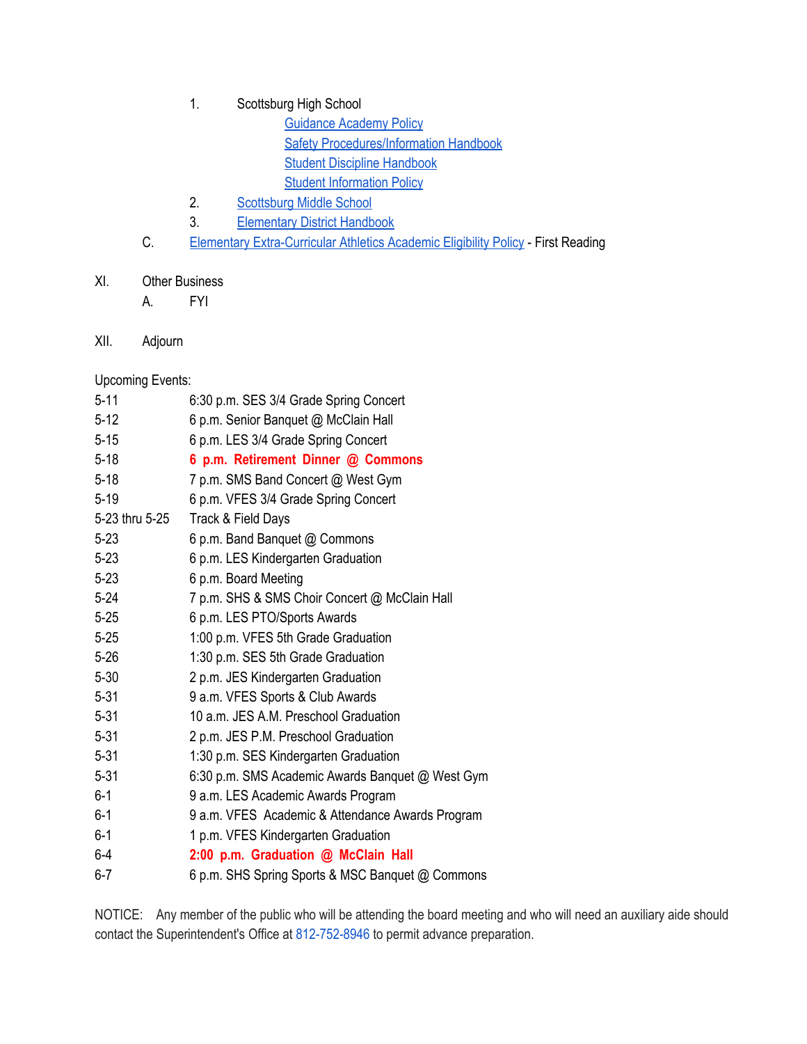1. Scottsburg High School
    - Guidance Academy Policy
    - Safety Procedures/Information Handbook
    - Student Discipline Handbook
    - Student Information Policy
2. Scottsburg Middle School
3. Elementary District Handbook

C. Elementary Extra-Curricular Athletics Academic Eligibility Policy - First Reading

XI. Other Business

A. FYI

XII. Adjourn

Upcoming Events:

| | |
|---|---|
| 5-11 | 6:30 p.m. SES 3/4 Grade Spring Concert |
| 5-12 | 6 p.m. Senior Banquet @ McClain Hall |
| 5-15 | 6 p.m. LES 3/4 Grade Spring Concert |
| 5-18 | **6 p.m. Retirement Dinner @ Commons** |
| 5-18 | 7 p.m. SMS Band Concert @ West Gym |
| 5-19 | 6 p.m. VFES 3/4 Grade Spring Concert |
| 5-23 thru 5-25 | Track & Field Days |
| 5-23 | 6 p.m. Band Banquet @ Commons |
| 5-23 | 6 p.m. LES Kindergarten Graduation |
| 5-23 | 6 p.m. Board Meeting |
| 5-24 | 7 p.m. SHS & SMS Choir Concert @ McClain Hall |
| 5-25 | 6 p.m. LES PTO/Sports Awards |
| 5-25 | 1:00 p.m. VFES 5th Grade Graduation |
| 5-26 | 1:30 p.m. SES 5th Grade Graduation |
| 5-30 | 2 p.m. JES Kindergarten Graduation |
| 5-31 | 9 a.m. VFES Sports & Club Awards |
| 5-31 | 10 a.m. JES A.M. Preschool Graduation |
| 5-31 | 2 p.m. JES P.M. Preschool Graduation |
| 5-31 | 1:30 p.m. SES Kindergarten Graduation |
| 5-31 | 6:30 p.m. SMS Academic Awards Banquet @ West Gym |
| 6-1 | 9 a.m. LES Academic Awards Program |
| 6-1 | 9 a.m. VFES Academic & Attendance Awards Program |
| 6-1 | 1 p.m. VFES Kindergarten Graduation |
| 6-4 | **2:00 p.m. Graduation @ McClain Hall** |
| 6-7 | 6 p.m. SHS Spring Sports & MSC Banquet @ Commons |

NOTICE: Any member of the public who will be attending the board meeting and who will need an auxiliary aide should contact the Superintendent's Office at 812-752-8946 to permit advance preparation.